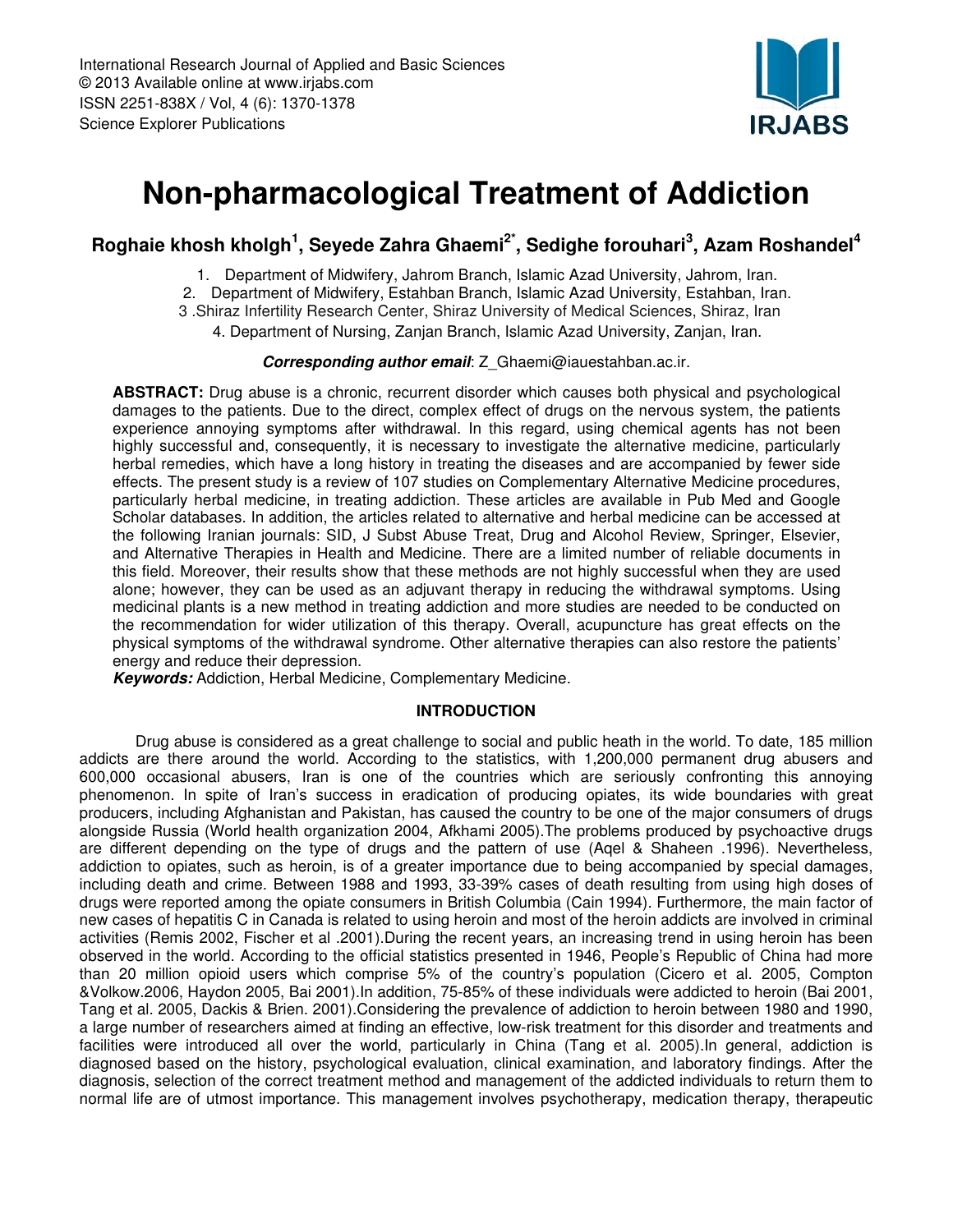# Non-pharmacological Treatment of Addiction

**Roghaie khosh kholgh[1], Seyede Zahra Ghaemi[2*], Sedighe forouhari[3], Azam Roshandel[4]**

1. Department of Midwifery, Jahrom Branch, Islamic Azad University, Jahrom, Iran.
2. Department of Midwifery, Estahban Branch, Islamic Azad University, Estahban, Iran.
3. Shiraz Infertility Research Center, Shiraz University of Medical Sciences, Shiraz, Iran
4. Department of Nursing, Zanjan Branch, Islamic Azad University, Zanjan, Iran.

***Corresponding author email***: Z_Ghaemi@iauestahban.ac.ir.

**ABSTRACT:** Drug abuse is a chronic, recurrent disorder which causes both physical and psychological damages to the patients. Due to the direct, complex effect of drugs on the nervous system, the patients experience annoying symptoms after withdrawal. In this regard, using chemical agents has not been highly successful and, consequently, it is necessary to investigate the alternative medicine, particularly herbal remedies, which have a long history in treating the diseases and are accompanied by fewer side effects. The present study is a review of 107 studies on Complementary Alternative Medicine procedures, particularly herbal medicine, in treating addiction. These articles are available in Pub Med and Google Scholar databases. In addition, the articles related to alternative and herbal medicine can be accessed at the following Iranian journals: SID, J Subst Abuse Treat, Drug and Alcohol Review, Springer, Elsevier, and Alternative Therapies in Health and Medicine. There are a limited number of reliable documents in this field. Moreover, their results show that these methods are not highly successful when they are used alone; however, they can be used as an adjuvant therapy in reducing the withdrawal symptoms. Using medicinal plants is a new method in treating addiction and more studies are needed to be conducted on the recommendation for wider utilization of this therapy. Overall, acupuncture has great effects on the physical symptoms of the withdrawal syndrome. Other alternative therapies can also restore the patients' energy and reduce their depression.

***Keywords:*** Addiction, Herbal Medicine, Complementary Medicine.

## INTRODUCTION

Drug abuse is considered as a great challenge to social and public heath in the world. To date, 185 million addicts are there around the world. According to the statistics, with 1,200,000 permanent drug abusers and 600,000 occasional abusers, Iran is one of the countries which are seriously confronting this annoying phenomenon. In spite of Iran's success in eradication of producing opiates, its wide boundaries with great producers, including Afghanistan and Pakistan, has caused the country to be one of the major consumers of drugs alongside Russia (World health organization 2004, Afkhami 2005).The problems produced by psychoactive drugs are different depending on the type of drugs and the pattern of use (Aqel & Shaheen .1996). Nevertheless, addiction to opiates, such as heroin, is of a greater importance due to being accompanied by special damages, including death and crime. Between 1988 and 1993, 33-39% cases of death resulting from using high doses of drugs were reported among the opiate consumers in British Columbia (Cain 1994). Furthermore, the main factor of new cases of hepatitis C in Canada is related to using heroin and most of the heroin addicts are involved in criminal activities (Remis 2002, Fischer et al .2001).During the recent years, an increasing trend in using heroin has been observed in the world. According to the official statistics presented in 1946, People's Republic of China had more than 20 million opioid users which comprise 5% of the country's population (Cicero et al. 2005, Compton &Volkow.2006, Haydon 2005, Bai 2001).In addition, 75-85% of these individuals were addicted to heroin (Bai 2001, Tang et al. 2005, Dackis & Brien. 2001).Considering the prevalence of addiction to heroin between 1980 and 1990, a large number of researchers aimed at finding an effective, low-risk treatment for this disorder and treatments and facilities were introduced all over the world, particularly in China (Tang et al. 2005).In general, addiction is diagnosed based on the history, psychological evaluation, clinical examination, and laboratory findings. After the diagnosis, selection of the correct treatment method and management of the addicted individuals to return them to normal life are of utmost importance. This management involves psychotherapy, medication therapy, therapeutic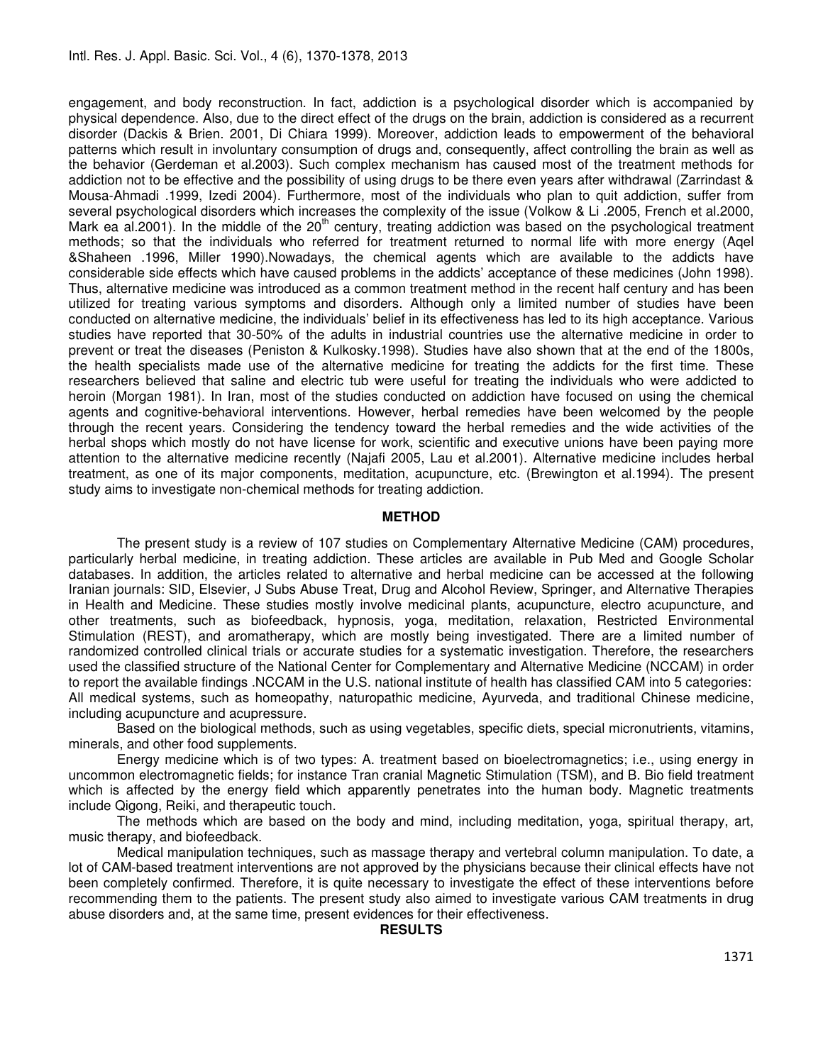engagement, and body reconstruction. In fact, addiction is a psychological disorder which is accompanied by physical dependence. Also, due to the direct effect of the drugs on the brain, addiction is considered as a recurrent disorder (Dackis & Brien. 2001, Di Chiara 1999). Moreover, addiction leads to empowerment of the behavioral patterns which result in involuntary consumption of drugs and, consequently, affect controlling the brain as well as the behavior (Gerdeman et al.2003). Such complex mechanism has caused most of the treatment methods for addiction not to be effective and the possibility of using drugs to be there even years after withdrawal (Zarrindast & Mousa-Ahmadi .1999, Izedi 2004). Furthermore, most of the individuals who plan to quit addiction, suffer from several psychological disorders which increases the complexity of the issue (Volkow & Li .2005, French et al.2000, Mark ea al.2001). In the middle of the 20th century, treating addiction was based on the psychological treatment methods; so that the individuals who referred for treatment returned to normal life with more energy (Aqel &Shaheen .1996, Miller 1990).Nowadays, the chemical agents which are available to the addicts have considerable side effects which have caused problems in the addicts' acceptance of these medicines (John 1998). Thus, alternative medicine was introduced as a common treatment method in the recent half century and has been utilized for treating various symptoms and disorders. Although only a limited number of studies have been conducted on alternative medicine, the individuals' belief in its effectiveness has led to its high acceptance. Various studies have reported that 30-50% of the adults in industrial countries use the alternative medicine in order to prevent or treat the diseases (Peniston & Kulkosky.1998). Studies have also shown that at the end of the 1800s, the health specialists made use of the alternative medicine for treating the addicts for the first time. These researchers believed that saline and electric tub were useful for treating the individuals who were addicted to heroin (Morgan 1981). In Iran, most of the studies conducted on addiction have focused on using the chemical agents and cognitive-behavioral interventions. However, herbal remedies have been welcomed by the people through the recent years. Considering the tendency toward the herbal remedies and the wide activities of the herbal shops which mostly do not have license for work, scientific and executive unions have been paying more attention to the alternative medicine recently (Najafi 2005, Lau et al.2001). Alternative medicine includes herbal treatment, as one of its major components, meditation, acupuncture, etc. (Brewington et al.1994). The present study aims to investigate non-chemical methods for treating addiction.

## METHOD

The present study is a review of 107 studies on Complementary Alternative Medicine (CAM) procedures, particularly herbal medicine, in treating addiction. These articles are available in Pub Med and Google Scholar databases. In addition, the articles related to alternative and herbal medicine can be accessed at the following Iranian journals: SID, Elsevier, J Subs Abuse Treat, Drug and Alcohol Review, Springer, and Alternative Therapies in Health and Medicine. These studies mostly involve medicinal plants, acupuncture, electro acupuncture, and other treatments, such as biofeedback, hypnosis, yoga, meditation, relaxation, Restricted Environmental Stimulation (REST), and aromatherapy, which are mostly being investigated. There are a limited number of randomized controlled clinical trials or accurate studies for a systematic investigation. Therefore, the researchers used the classified structure of the National Center for Complementary and Alternative Medicine (NCCAM) in order to report the available findings .NCCAM in the U.S. national institute of health has classified CAM into 5 categories: All medical systems, such as homeopathy, naturopathic medicine, Ayurveda, and traditional Chinese medicine, including acupuncture and acupressure.

Based on the biological methods, such as using vegetables, specific diets, special micronutrients, vitamins, minerals, and other food supplements.

Energy medicine which is of two types: A. treatment based on bioelectromagnetics; i.e., using energy in uncommon electromagnetic fields; for instance Tran cranial Magnetic Stimulation (TSM), and B. Bio field treatment which is affected by the energy field which apparently penetrates into the human body. Magnetic treatments include Qigong, Reiki, and therapeutic touch.

The methods which are based on the body and mind, including meditation, yoga, spiritual therapy, art, music therapy, and biofeedback.

Medical manipulation techniques, such as massage therapy and vertebral column manipulation. To date, a lot of CAM-based treatment interventions are not approved by the physicians because their clinical effects have not been completely confirmed. Therefore, it is quite necessary to investigate the effect of these interventions before recommending them to the patients. The present study also aimed to investigate various CAM treatments in drug abuse disorders and, at the same time, present evidences for their effectiveness.

## RESULTS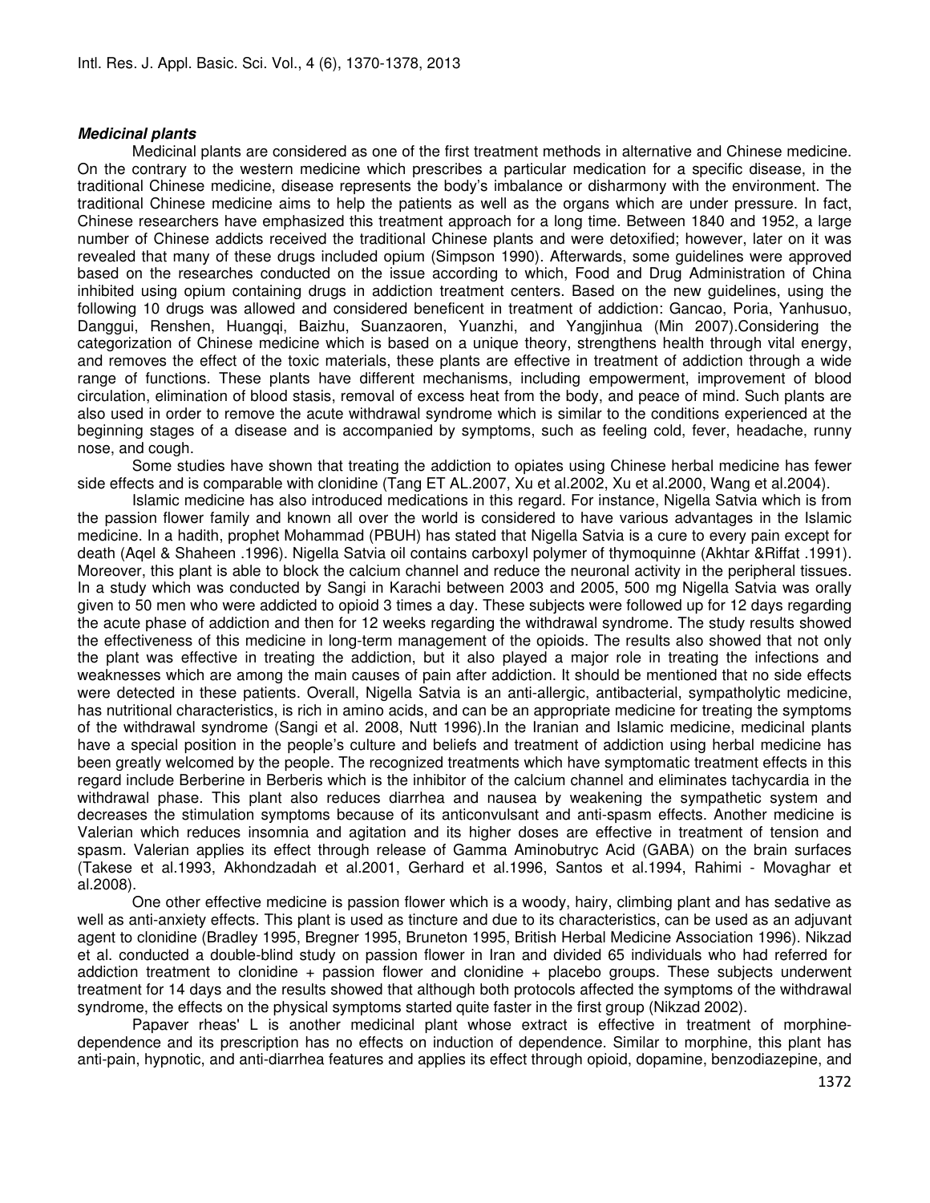***Medicinal plants***

Medicinal plants are considered as one of the first treatment methods in alternative and Chinese medicine. On the contrary to the western medicine which prescribes a particular medication for a specific disease, in the traditional Chinese medicine, disease represents the body's imbalance or disharmony with the environment. The traditional Chinese medicine aims to help the patients as well as the organs which are under pressure. In fact, Chinese researchers have emphasized this treatment approach for a long time. Between 1840 and 1952, a large number of Chinese addicts received the traditional Chinese plants and were detoxified; however, later on it was revealed that many of these drugs included opium (Simpson 1990). Afterwards, some guidelines were approved based on the researches conducted on the issue according to which, Food and Drug Administration of China inhibited using opium containing drugs in addiction treatment centers. Based on the new guidelines, using the following 10 drugs was allowed and considered beneficent in treatment of addiction: Gancao, Poria, Yanhusuo, Danggui, Renshen, Huangqi, Baizhu, Suanzaoren, Yuanzhi, and Yangjinhua (Min 2007).Considering the categorization of Chinese medicine which is based on a unique theory, strengthens health through vital energy, and removes the effect of the toxic materials, these plants are effective in treatment of addiction through a wide range of functions. These plants have different mechanisms, including empowerment, improvement of blood circulation, elimination of blood stasis, removal of excess heat from the body, and peace of mind. Such plants are also used in order to remove the acute withdrawal syndrome which is similar to the conditions experienced at the beginning stages of a disease and is accompanied by symptoms, such as feeling cold, fever, headache, runny nose, and cough.

Some studies have shown that treating the addiction to opiates using Chinese herbal medicine has fewer side effects and is comparable with clonidine (Tang ET AL.2007, Xu et al.2002, Xu et al.2000, Wang et al.2004).

Islamic medicine has also introduced medications in this regard. For instance, Nigella Satvia which is from the passion flower family and known all over the world is considered to have various advantages in the Islamic medicine. In a hadith, prophet Mohammad (PBUH) has stated that Nigella Satvia is a cure to every pain except for death (Aqel & Shaheen .1996). Nigella Satvia oil contains carboxyl polymer of thymoquinne (Akhtar &Riffat .1991). Moreover, this plant is able to block the calcium channel and reduce the neuronal activity in the peripheral tissues. In a study which was conducted by Sangi in Karachi between 2003 and 2005, 500 mg Nigella Satvia was orally given to 50 men who were addicted to opioid 3 times a day. These subjects were followed up for 12 days regarding the acute phase of addiction and then for 12 weeks regarding the withdrawal syndrome. The study results showed the effectiveness of this medicine in long-term management of the opioids. The results also showed that not only the plant was effective in treating the addiction, but it also played a major role in treating the infections and weaknesses which are among the main causes of pain after addiction. It should be mentioned that no side effects were detected in these patients. Overall, Nigella Satvia is an anti-allergic, antibacterial, sympatholytic medicine, has nutritional characteristics, is rich in amino acids, and can be an appropriate medicine for treating the symptoms of the withdrawal syndrome (Sangi et al. 2008, Nutt 1996).In the Iranian and Islamic medicine, medicinal plants have a special position in the people's culture and beliefs and treatment of addiction using herbal medicine has been greatly welcomed by the people. The recognized treatments which have symptomatic treatment effects in this regard include Berberine in Berberis which is the inhibitor of the calcium channel and eliminates tachycardia in the withdrawal phase. This plant also reduces diarrhea and nausea by weakening the sympathetic system and decreases the stimulation symptoms because of its anticonvulsant and anti-spasm effects. Another medicine is Valerian which reduces insomnia and agitation and its higher doses are effective in treatment of tension and spasm. Valerian applies its effect through release of Gamma Aminobutryc Acid (GABA) on the brain surfaces (Takese et al.1993, Akhondzadah et al.2001, Gerhard et al.1996, Santos et al.1994, Rahimi - Movaghar et al.2008).

One other effective medicine is passion flower which is a woody, hairy, climbing plant and has sedative as well as anti-anxiety effects. This plant is used as tincture and due to its characteristics, can be used as an adjuvant agent to clonidine (Bradley 1995, Bregner 1995, Bruneton 1995, British Herbal Medicine Association 1996). Nikzad et al. conducted a double-blind study on passion flower in Iran and divided 65 individuals who had referred for addiction treatment to clonidine + passion flower and clonidine + placebo groups. These subjects underwent treatment for 14 days and the results showed that although both protocols affected the symptoms of the withdrawal syndrome, the effects on the physical symptoms started quite faster in the first group (Nikzad 2002).

Papaver rheas' L is another medicinal plant whose extract is effective in treatment of morphine-dependence and its prescription has no effects on induction of dependence. Similar to morphine, this plant has anti-pain, hypnotic, and anti-diarrhea features and applies its effect through opioid, dopamine, benzodiazepine, and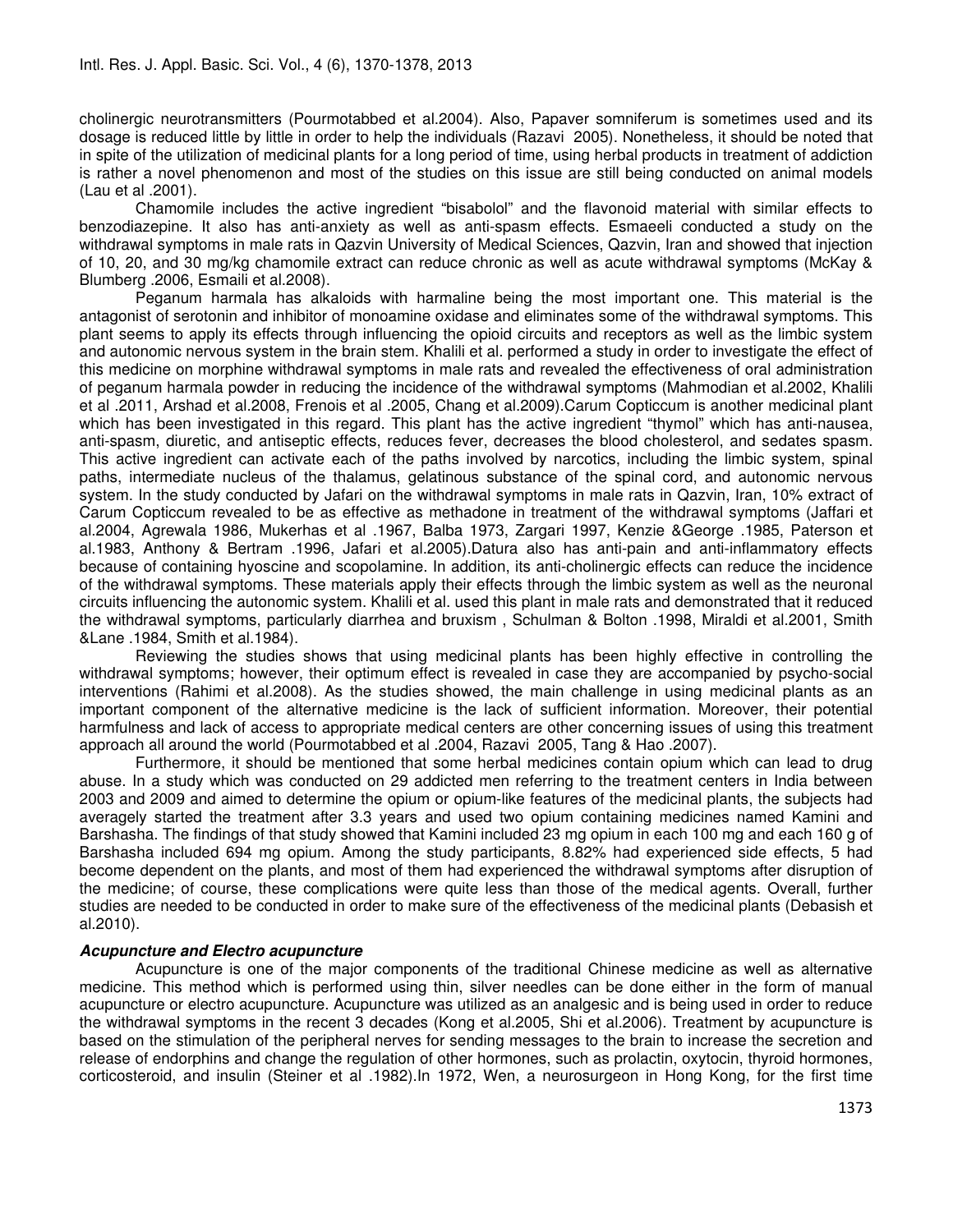cholinergic neurotransmitters (Pourmotabbed et al.2004). Also, Papaver somniferum is sometimes used and its dosage is reduced little by little in order to help the individuals (Razavi 2005). Nonetheless, it should be noted that in spite of the utilization of medicinal plants for a long period of time, using herbal products in treatment of addiction is rather a novel phenomenon and most of the studies on this issue are still being conducted on animal models (Lau et al .2001).

Chamomile includes the active ingredient “bisabolol” and the flavonoid material with similar effects to benzodiazepine. It also has anti-anxiety as well as anti-spasm effects. Esmaeeli conducted a study on the withdrawal symptoms in male rats in Qazvin University of Medical Sciences, Qazvin, Iran and showed that injection of 10, 20, and 30 mg/kg chamomile extract can reduce chronic as well as acute withdrawal symptoms (McKay & Blumberg .2006, Esmaili et al.2008).

Peganum harmala has alkaloids with harmaline being the most important one. This material is the antagonist of serotonin and inhibitor of monoamine oxidase and eliminates some of the withdrawal symptoms. This plant seems to apply its effects through influencing the opioid circuits and receptors as well as the limbic system and autonomic nervous system in the brain stem. Khalili et al. performed a study in order to investigate the effect of this medicine on morphine withdrawal symptoms in male rats and revealed the effectiveness of oral administration of peganum harmala powder in reducing the incidence of the withdrawal symptoms (Mahmodian et al.2002, Khalili et al .2011, Arshad et al.2008, Frenois et al .2005, Chang et al.2009).Carum Copticcum is another medicinal plant which has been investigated in this regard. This plant has the active ingredient “thymol” which has anti-nausea, anti-spasm, diuretic, and antiseptic effects, reduces fever, decreases the blood cholesterol, and sedates spasm. This active ingredient can activate each of the paths involved by narcotics, including the limbic system, spinal paths, intermediate nucleus of the thalamus, gelatinous substance of the spinal cord, and autonomic nervous system. In the study conducted by Jafari on the withdrawal symptoms in male rats in Qazvin, Iran, 10% extract of Carum Copticcum revealed to be as effective as methadone in treatment of the withdrawal symptoms (Jaffari et al.2004, Agrewala 1986, Mukerhas et al .1967, Balba 1973, Zargari 1997, Kenzie &George .1985, Paterson et al.1983, Anthony & Bertram .1996, Jafari et al.2005).Datura also has anti-pain and anti-inflammatory effects because of containing hyoscine and scopolamine. In addition, its anti-cholinergic effects can reduce the incidence of the withdrawal symptoms. These materials apply their effects through the limbic system as well as the neuronal circuits influencing the autonomic system. Khalili et al. used this plant in male rats and demonstrated that it reduced the withdrawal symptoms, particularly diarrhea and bruxism , Schulman & Bolton .1998, Miraldi et al.2001, Smith &Lane .1984, Smith et al.1984).

Reviewing the studies shows that using medicinal plants has been highly effective in controlling the withdrawal symptoms; however, their optimum effect is revealed in case they are accompanied by psycho-social interventions (Rahimi et al.2008). As the studies showed, the main challenge in using medicinal plants as an important component of the alternative medicine is the lack of sufficient information. Moreover, their potential harmfulness and lack of access to appropriate medical centers are other concerning issues of using this treatment approach all around the world (Pourmotabbed et al .2004, Razavi 2005, Tang & Hao .2007).

Furthermore, it should be mentioned that some herbal medicines contain opium which can lead to drug abuse. In a study which was conducted on 29 addicted men referring to the treatment centers in India between 2003 and 2009 and aimed to determine the opium or opium-like features of the medicinal plants, the subjects had averagely started the treatment after 3.3 years and used two opium containing medicines named Kamini and Barshasha. The findings of that study showed that Kamini included 23 mg opium in each 100 mg and each 160 g of Barshasha included 694 mg opium. Among the study participants, 8.82% had experienced side effects, 5 had become dependent on the plants, and most of them had experienced the withdrawal symptoms after disruption of the medicine; of course, these complications were quite less than those of the medical agents. Overall, further studies are needed to be conducted in order to make sure of the effectiveness of the medicinal plants (Debasish et al.2010).

***Acupuncture and Electro acupuncture***

Acupuncture is one of the major components of the traditional Chinese medicine as well as alternative medicine. This method which is performed using thin, silver needles can be done either in the form of manual acupuncture or electro acupuncture. Acupuncture was utilized as an analgesic and is being used in order to reduce the withdrawal symptoms in the recent 3 decades (Kong et al.2005, Shi et al.2006). Treatment by acupuncture is based on the stimulation of the peripheral nerves for sending messages to the brain to increase the secretion and release of endorphins and change the regulation of other hormones, such as prolactin, oxytocin, thyroid hormones, corticosteroid, and insulin (Steiner et al .1982).In 1972, Wen, a neurosurgeon in Hong Kong, for the first time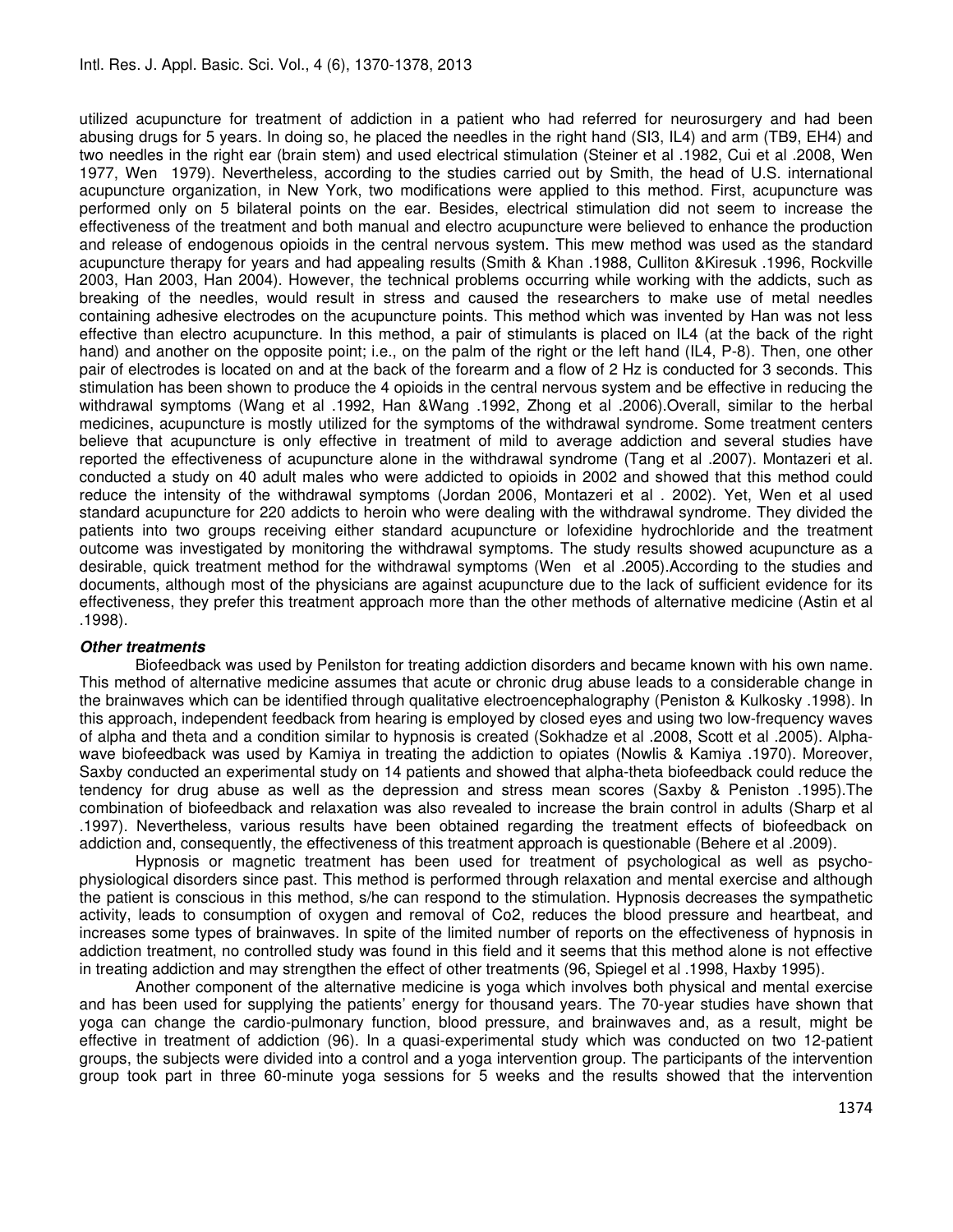utilized acupuncture for treatment of addiction in a patient who had referred for neurosurgery and had been abusing drugs for 5 years. In doing so, he placed the needles in the right hand (SI3, IL4) and arm (TB9, EH4) and two needles in the right ear (brain stem) and used electrical stimulation (Steiner et al .1982, Cui et al .2008, Wen 1977, Wen 1979). Nevertheless, according to the studies carried out by Smith, the head of U.S. international acupuncture organization, in New York, two modifications were applied to this method. First, acupuncture was performed only on 5 bilateral points on the ear. Besides, electrical stimulation did not seem to increase the effectiveness of the treatment and both manual and electro acupuncture were believed to enhance the production and release of endogenous opioids in the central nervous system. This mew method was used as the standard acupuncture therapy for years and had appealing results (Smith & Khan .1988, Culliton &Kiresuk .1996, Rockville 2003, Han 2003, Han 2004). However, the technical problems occurring while working with the addicts, such as breaking of the needles, would result in stress and caused the researchers to make use of metal needles containing adhesive electrodes on the acupuncture points. This method which was invented by Han was not less effective than electro acupuncture. In this method, a pair of stimulants is placed on IL4 (at the back of the right hand) and another on the opposite point; i.e., on the palm of the right or the left hand (IL4, P-8). Then, one other pair of electrodes is located on and at the back of the forearm and a flow of 2 Hz is conducted for 3 seconds. This stimulation has been shown to produce the 4 opioids in the central nervous system and be effective in reducing the withdrawal symptoms (Wang et al .1992, Han &Wang .1992, Zhong et al .2006).Overall, similar to the herbal medicines, acupuncture is mostly utilized for the symptoms of the withdrawal syndrome. Some treatment centers believe that acupuncture is only effective in treatment of mild to average addiction and several studies have reported the effectiveness of acupuncture alone in the withdrawal syndrome (Tang et al .2007). Montazeri et al. conducted a study on 40 adult males who were addicted to opioids in 2002 and showed that this method could reduce the intensity of the withdrawal symptoms (Jordan 2006, Montazeri et al . 2002). Yet, Wen et al used standard acupuncture for 220 addicts to heroin who were dealing with the withdrawal syndrome. They divided the patients into two groups receiving either standard acupuncture or lofexidine hydrochloride and the treatment outcome was investigated by monitoring the withdrawal symptoms. The study results showed acupuncture as a desirable, quick treatment method for the withdrawal symptoms (Wen et al .2005).According to the studies and documents, although most of the physicians are against acupuncture due to the lack of sufficient evidence for its effectiveness, they prefer this treatment approach more than the other methods of alternative medicine (Astin et al .1998).

### *Other treatments*

Biofeedback was used by Penilston for treating addiction disorders and became known with his own name. This method of alternative medicine assumes that acute or chronic drug abuse leads to a considerable change in the brainwaves which can be identified through qualitative electroencephalography (Peniston & Kulkosky .1998). In this approach, independent feedback from hearing is employed by closed eyes and using two low-frequency waves of alpha and theta and a condition similar to hypnosis is created (Sokhadze et al .2008, Scott et al .2005). Alpha-wave biofeedback was used by Kamiya in treating the addiction to opiates (Nowlis & Kamiya .1970). Moreover, Saxby conducted an experimental study on 14 patients and showed that alpha-theta biofeedback could reduce the tendency for drug abuse as well as the depression and stress mean scores (Saxby & Peniston .1995).The combination of biofeedback and relaxation was also revealed to increase the brain control in adults (Sharp et al .1997). Nevertheless, various results have been obtained regarding the treatment effects of biofeedback on addiction and, consequently, the effectiveness of this treatment approach is questionable (Behere et al .2009).

Hypnosis or magnetic treatment has been used for treatment of psychological as well as psycho-physiological disorders since past. This method is performed through relaxation and mental exercise and although the patient is conscious in this method, s/he can respond to the stimulation. Hypnosis decreases the sympathetic activity, leads to consumption of oxygen and removal of Co2, reduces the blood pressure and heartbeat, and increases some types of brainwaves. In spite of the limited number of reports on the effectiveness of hypnosis in addiction treatment, no controlled study was found in this field and it seems that this method alone is not effective in treating addiction and may strengthen the effect of other treatments (96, Spiegel et al .1998, Haxby 1995).

Another component of the alternative medicine is yoga which involves both physical and mental exercise and has been used for supplying the patients' energy for thousand years. The 70-year studies have shown that yoga can change the cardio-pulmonary function, blood pressure, and brainwaves and, as a result, might be effective in treatment of addiction (96). In a quasi-experimental study which was conducted on two 12-patient groups, the subjects were divided into a control and a yoga intervention group. The participants of the intervention group took part in three 60-minute yoga sessions for 5 weeks and the results showed that the intervention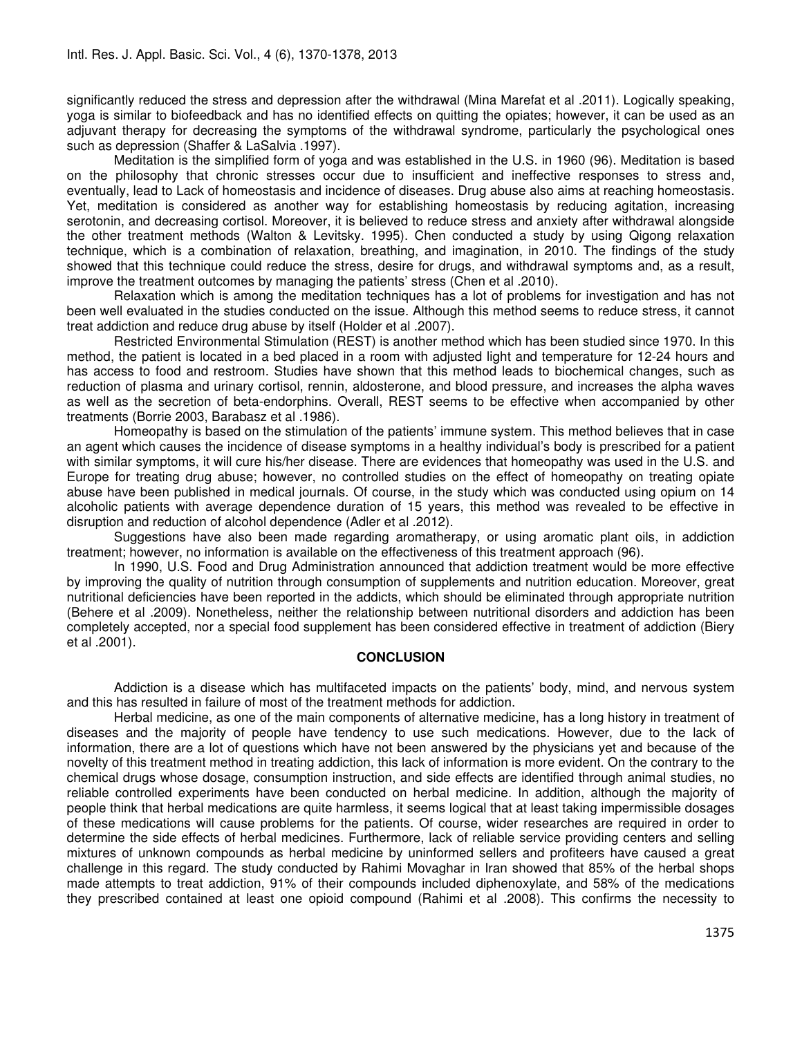significantly reduced the stress and depression after the withdrawal (Mina Marefat et al .2011). Logically speaking, yoga is similar to biofeedback and has no identified effects on quitting the opiates; however, it can be used as an adjuvant therapy for decreasing the symptoms of the withdrawal syndrome, particularly the psychological ones such as depression (Shaffer & LaSalvia .1997).

Meditation is the simplified form of yoga and was established in the U.S. in 1960 (96). Meditation is based on the philosophy that chronic stresses occur due to insufficient and ineffective responses to stress and, eventually, lead to Lack of homeostasis and incidence of diseases. Drug abuse also aims at reaching homeostasis. Yet, meditation is considered as another way for establishing homeostasis by reducing agitation, increasing serotonin, and decreasing cortisol. Moreover, it is believed to reduce stress and anxiety after withdrawal alongside the other treatment methods (Walton & Levitsky. 1995). Chen conducted a study by using Qigong relaxation technique, which is a combination of relaxation, breathing, and imagination, in 2010. The findings of the study showed that this technique could reduce the stress, desire for drugs, and withdrawal symptoms and, as a result, improve the treatment outcomes by managing the patients' stress (Chen et al .2010).

Relaxation which is among the meditation techniques has a lot of problems for investigation and has not been well evaluated in the studies conducted on the issue. Although this method seems to reduce stress, it cannot treat addiction and reduce drug abuse by itself (Holder et al .2007).

Restricted Environmental Stimulation (REST) is another method which has been studied since 1970. In this method, the patient is located in a bed placed in a room with adjusted light and temperature for 12-24 hours and has access to food and restroom. Studies have shown that this method leads to biochemical changes, such as reduction of plasma and urinary cortisol, rennin, aldosterone, and blood pressure, and increases the alpha waves as well as the secretion of beta-endorphins. Overall, REST seems to be effective when accompanied by other treatments (Borrie 2003, Barabasz et al .1986).

Homeopathy is based on the stimulation of the patients' immune system. This method believes that in case an agent which causes the incidence of disease symptoms in a healthy individual's body is prescribed for a patient with similar symptoms, it will cure his/her disease. There are evidences that homeopathy was used in the U.S. and Europe for treating drug abuse; however, no controlled studies on the effect of homeopathy on treating opiate abuse have been published in medical journals. Of course, in the study which was conducted using opium on 14 alcoholic patients with average dependence duration of 15 years, this method was revealed to be effective in disruption and reduction of alcohol dependence (Adler et al .2012).

Suggestions have also been made regarding aromatherapy, or using aromatic plant oils, in addiction treatment; however, no information is available on the effectiveness of this treatment approach (96).

In 1990, U.S. Food and Drug Administration announced that addiction treatment would be more effective by improving the quality of nutrition through consumption of supplements and nutrition education. Moreover, great nutritional deficiencies have been reported in the addicts, which should be eliminated through appropriate nutrition (Behere et al .2009). Nonetheless, neither the relationship between nutritional disorders and addiction has been completely accepted, nor a special food supplement has been considered effective in treatment of addiction (Biery et al .2001).

## CONCLUSION

Addiction is a disease which has multifaceted impacts on the patients' body, mind, and nervous system and this has resulted in failure of most of the treatment methods for addiction.

Herbal medicine, as one of the main components of alternative medicine, has a long history in treatment of diseases and the majority of people have tendency to use such medications. However, due to the lack of information, there are a lot of questions which have not been answered by the physicians yet and because of the novelty of this treatment method in treating addiction, this lack of information is more evident. On the contrary to the chemical drugs whose dosage, consumption instruction, and side effects are identified through animal studies, no reliable controlled experiments have been conducted on herbal medicine. In addition, although the majority of people think that herbal medications are quite harmless, it seems logical that at least taking impermissible dosages of these medications will cause problems for the patients. Of course, wider researches are required in order to determine the side effects of herbal medicines. Furthermore, lack of reliable service providing centers and selling mixtures of unknown compounds as herbal medicine by uninformed sellers and profiteers have caused a great challenge in this regard. The study conducted by Rahimi Movaghar in Iran showed that 85% of the herbal shops made attempts to treat addiction, 91% of their compounds included diphenoxylate, and 58% of the medications they prescribed contained at least one opioid compound (Rahimi et al .2008). This confirms the necessity to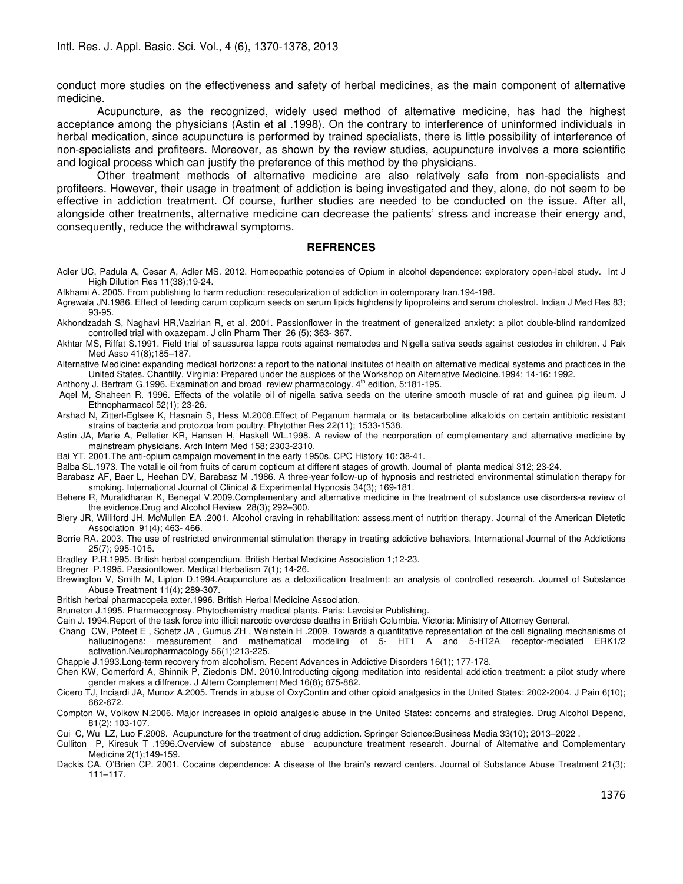conduct more studies on the effectiveness and safety of herbal medicines, as the main component of alternative medicine.

Acupuncture, as the recognized, widely used method of alternative medicine, has had the highest acceptance among the physicians (Astin et al .1998). On the contrary to interference of uninformed individuals in herbal medication, since acupuncture is performed by trained specialists, there is little possibility of interference of non-specialists and profiteers. Moreover, as shown by the review studies, acupuncture involves a more scientific and logical process which can justify the preference of this method by the physicians.

Other treatment methods of alternative medicine are also relatively safe from non-specialists and profiteers. However, their usage in treatment of addiction is being investigated and they, alone, do not seem to be effective in addiction treatment. Of course, further studies are needed to be conducted on the issue. After all, alongside other treatments, alternative medicine can decrease the patients' stress and increase their energy and, consequently, reduce the withdrawal symptoms.

## REFRENCES

Adler UC, Padula A, Cesar A, Adler MS. 2012. Homeopathic potencies of Opium in alcohol dependence: exploratory open-label study. Int J High Dilution Res 11(38);19-24.

Afkhami A. 2005. From publishing to harm reduction: resecularization of addiction in cotemporary Iran.194-198.

Agrewala JN.1986. Effect of feeding carum copticum seeds on serum lipids highdensity lipoproteins and serum cholestrol. Indian J Med Res 83; 93-95.

Akhondzadah S, Naghavi HR,Vazirian R, et al. 2001. Passionflower in the treatment of generalized anxiety: a pilot double-blind randomized controlled trial with oxazepam. J clin Pharm Ther 26 (5); 363- 367.

Akhtar MS, Riffat S.1991. Field trial of saussurea lappa roots against nematodes and Nigella sativa seeds against cestodes in children. J Pak Med Asso 41(8);185–187.

Alternative Medicine: expanding medical horizons: a report to the national insitutes of health on alternative medical systems and practices in the United States. Chantilly, Virginia: Prepared under the auspices of the Workshop on Alternative Medicine.1994; 14-16: 1992.

Anthony J, Bertram G.1996. Examination and broad review pharmacology. 4th edition, 5:181-195.

Aqel M, Shaheen R. 1996. Effects of the volatile oil of nigella sativa seeds on the uterine smooth muscle of rat and guinea pig ileum. J Ethnopharmacol 52(1); 23-26.

Arshad N, Zitterl-Eglsee K, Hasnain S, Hess M.2008.Effect of Peganum harmala or its betacarboline alkaloids on certain antibiotic resistant strains of bacteria and protozoa from poultry. Phytother Res 22(11); 1533-1538.

Astin JA, Marie A, Pelletier KR, Hansen H, Haskell WL.1998. A review of the ncorporation of complementary and alternative medicine by mainstream physicians. Arch Intern Med 158; 2303-2310.

Bai YT. 2001.The anti-opium campaign movement in the early 1950s. CPC History 10: 38-41.

Balba SL.1973. The votalile oil from fruits of carum copticum at different stages of growth. Journal of planta medical 312; 23-24.

Barabasz AF, Baer L, Heehan DV, Barabasz M .1986. A three-year follow-up of hypnosis and restricted environmental stimulation therapy for smoking. International Journal of Clinical & Experimental Hypnosis 34(3); 169-181.

Behere R, Muralidharan K, Benegal V.2009.Complementary and alternative medicine in the treatment of substance use disorders-a review of the evidence.Drug and Alcohol Review 28(3); 292–300.

Biery JR, Williford JH, McMullen EA .2001. Alcohol craving in rehabilitation: assess,ment of nutrition therapy. Journal of the American Dietetic Association 91(4); 463- 466.

Borrie RA. 2003. The use of restricted environmental stimulation therapy in treating addictive behaviors. International Journal of the Addictions 25(7); 995-1015.

Bradley P.R.1995. British herbal compendium. British Herbal Medicine Association 1;12-23.

Bregner P.1995. Passionflower. Medical Herbalism 7(1); 14-26.

Brewington V, Smith M, Lipton D.1994.Acupuncture as a detoxification treatment: an analysis of controlled research. Journal of Substance Abuse Treatment 11(4); 289-307.

British herbal pharmacopeia exter.1996. British Herbal Medicine Association.

Bruneton J.1995. Pharmacognosy. Phytochemistry medical plants. Paris: Lavoisier Publishing.

Cain J. 1994.Report of the task force into illicit narcotic overdose deaths in British Columbia. Victoria: Ministry of Attorney General.

Chang CW, Poteet E , Schetz JA , Gumus ZH , Weinstein H .2009. Towards a quantitative representation of the cell signaling mechanisms of hallucinogens: measurement and mathematical modeling of 5- HT1 A and 5-HT2A receptor-mediated ERK1/2 activation.Neuropharmacology 56(1);213-225.

Chapple J.1993.Long-term recovery from alcoholism. Recent Advances in Addictive Disorders 16(1); 177-178.

Chen KW, Comerford A, Shinnik P, Ziedonis DM. 2010.Introducting qigong meditation into residental addiction treatment: a pilot study where gender makes a diffrence. J Altern Complement Med 16(8); 875-882.

Cicero TJ, Inciardi JA, Munoz A.2005. Trends in abuse of OxyContin and other opioid analgesics in the United States: 2002-2004. J Pain 6(10); 662-672.

Compton W, Volkow N.2006. Major increases in opioid analgesic abuse in the United States: concerns and strategies. Drug Alcohol Depend, 81(2); 103-107.

Cui C, Wu LZ, Luo F.2008. Acupuncture for the treatment of drug addiction. Springer Science:Business Media 33(10); 2013–2022 .

Culliton P, Kiresuk T .1996.Overview of substance abuse acupuncture treatment research. Journal of Alternative and Complementary Medicine 2(1);149-159.

Dackis CA, O'Brien CP. 2001. Cocaine dependence: A disease of the brain's reward centers. Journal of Substance Abuse Treatment 21(3); 111–117.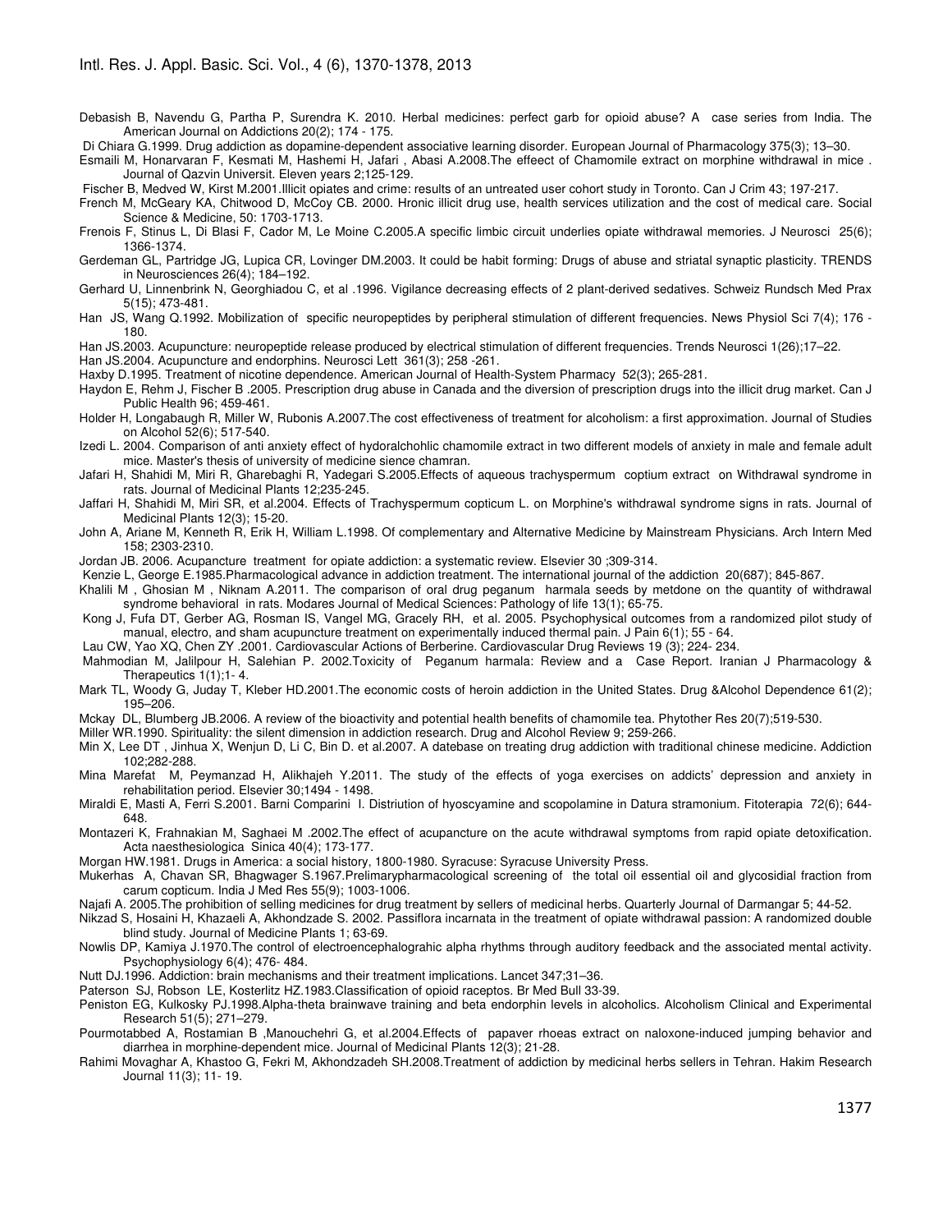Debasish B, Navendu G, Partha P, Surendra K. 2010. Herbal medicines: perfect garb for opioid abuse? A case series from India. The American Journal on Addictions 20(2); 174 - 175.

Di Chiara G.1999. Drug addiction as dopamine-dependent associative learning disorder. European Journal of Pharmacology 375(3); 13–30.

Esmaili M, Honarvaran F, Kesmati M, Hashemi H, Jafari , Abasi A.2008.The effeect of Chamomile extract on morphine withdrawal in mice . Journal of Qazvin Universit. Eleven years 2;125-129.

Fischer B, Medved W, Kirst M.2001.Illicit opiates and crime: results of an untreated user cohort study in Toronto. Can J Crim 43; 197-217.

French M, McGeary KA, Chitwood D, McCoy CB. 2000. Hronic illicit drug use, health services utilization and the cost of medical care. Social Science & Medicine, 50: 1703-1713.

Frenois F, Stinus L, Di Blasi F, Cador M, Le Moine C.2005.A specific limbic circuit underlies opiate withdrawal memories. J Neurosci 25(6); 1366-1374.

Gerdeman GL, Partridge JG, Lupica CR, Lovinger DM.2003. It could be habit forming: Drugs of abuse and striatal synaptic plasticity. TRENDS in Neurosciences 26(4); 184–192.

Gerhard U, Linnenbrink N, Georghiadou C, et al .1996. Vigilance decreasing effects of 2 plant-derived sedatives. Schweiz Rundsch Med Prax 5(15); 473-481.

Han JS, Wang Q.1992. Mobilization of specific neuropeptides by peripheral stimulation of different frequencies. News Physiol Sci 7(4); 176 - 180.

Han JS.2003. Acupuncture: neuropeptide release produced by electrical stimulation of different frequencies. Trends Neurosci 1(26);17–22.

Han JS.2004. Acupuncture and endorphins. Neurosci Lett 361(3); 258 -261.

Haxby D.1995. Treatment of nicotine dependence. American Journal of Health-System Pharmacy 52(3); 265-281.

Haydon E, Rehm J, Fischer B .2005. Prescription drug abuse in Canada and the diversion of prescription drugs into the illicit drug market. Can J Public Health 96; 459-461.

Holder H, Longabaugh R, Miller W, Rubonis A.2007.The cost effectiveness of treatment for alcoholism: a first approximation. Journal of Studies on Alcohol 52(6); 517-540.

Izedi L. 2004. Comparison of anti anxiety effect of hydoralchohlic chamomile extract in two different models of anxiety in male and female adult mice. Master's thesis of university of medicine sience chamran.

Jafari H, Shahidi M, Miri R, Gharebaghi R, Yadegari S.2005.Effects of aqueous trachyspermum coptium extract on Withdrawal syndrome in rats. Journal of Medicinal Plants 12;235-245.

Jaffari H, Shahidi M, Miri SR, et al.2004. Effects of Trachyspermum copticum L. on Morphine's withdrawal syndrome signs in rats. Journal of Medicinal Plants 12(3); 15-20.

John A, Ariane M, Kenneth R, Erik H, William L.1998. Of complementary and Alternative Medicine by Mainstream Physicians. Arch Intern Med 158; 2303-2310.

Jordan JB. 2006. Acupancture treatment for opiate addiction: a systematic review. Elsevier 30 ;309-314.

Kenzie L, George E.1985.Pharmacological advance in addiction treatment. The international journal of the addiction 20(687); 845-867.

Khalili M , Ghosian M , Niknam A.2011. The comparison of oral drug peganum harmala seeds by metdone on the quantity of withdrawal syndrome behavioral in rats. Modares Journal of Medical Sciences: Pathology of life 13(1); 65-75.

Kong J, Fufa DT, Gerber AG, Rosman IS, Vangel MG, Gracely RH, et al. 2005. Psychophysical outcomes from a randomized pilot study of manual, electro, and sham acupuncture treatment on experimentally induced thermal pain. J Pain 6(1); 55 - 64.

Lau CW, Yao XQ, Chen ZY .2001. Cardiovascular Actions of Berberine. Cardiovascular Drug Reviews 19 (3); 224- 234.

Mahmodian M, Jalilpour H, Salehian P. 2002.Toxicity of Peganum harmala: Review and a Case Report. Iranian J Pharmacology & Therapeutics 1(1);1- 4.

Mark TL, Woody G, Juday T, Kleber HD.2001.The economic costs of heroin addiction in the United States. Drug &Alcohol Dependence 61(2); 195–206.

Mckay DL, Blumberg JB.2006. A review of the bioactivity and potential health benefits of chamomile tea. Phytother Res 20(7);519-530.

Miller WR.1990. Spirituality: the silent dimension in addiction research. Drug and Alcohol Review 9; 259-266.

Min X, Lee DT , Jinhua X, Wenjun D, Li C, Bin D. et al.2007. A datebase on treating drug addiction with traditional chinese medicine. Addiction 102;282-288.

Mina Marefat M, Peymanzad H, Alikhajeh Y.2011. The study of the effects of yoga exercises on addicts' depression and anxiety in rehabilitation period. Elsevier 30;1494 - 1498.

Miraldi E, Masti A, Ferri S.2001. Barni Comparini I. Distriution of hyoscyamine and scopolamine in Datura stramonium. Fitoterapia 72(6); 644-648.

Montazeri K, Frahnakian M, Saghaei M .2002.The effect of acupancture on the acute withdrawal symptoms from rapid opiate detoxification. Acta naesthesiologica Sinica 40(4); 173-177.

Morgan HW.1981. Drugs in America: a social history, 1800-1980. Syracuse: Syracuse University Press.

Mukerhas A, Chavan SR, Bhagwager S.1967.Prelimarypharmacological screening of the total oil essential oil and glycosidial fraction from carum copticum. India J Med Res 55(9); 1003-1006.

Najafi A. 2005.The prohibition of selling medicines for drug treatment by sellers of medicinal herbs. Quarterly Journal of Darmangar 5; 44-52.

Nikzad S, Hosaini H, Khazaeli A, Akhondzade S. 2002. Passiflora incarnata in the treatment of opiate withdrawal passion: A randomized double blind study. Journal of Medicine Plants 1; 63-69.

Nowlis DP, Kamiya J.1970.The control of electroencephalograhic alpha rhythms through auditory feedback and the associated mental activity. Psychophysiology 6(4); 476- 484.

Nutt DJ.1996. Addiction: brain mechanisms and their treatment implications. Lancet 347;31–36.

Paterson SJ, Robson LE, Kosterlitz HZ.1983.Classification of opioid raceptos. Br Med Bull 33-39.

Peniston EG, Kulkosky PJ.1998.Alpha-theta brainwave training and beta endorphin levels in alcoholics. Alcoholism Clinical and Experimental Research 51(5); 271–279.

Pourmotabbed A, Rostamian B ,Manouchehri G, et al.2004.Effects of papaver rhoeas extract on naloxone-induced jumping behavior and diarrhea in morphine-dependent mice. Journal of Medicinal Plants 12(3); 21-28.

Rahimi Movaghar A, Khastoo G, Fekri M, Akhondzadeh SH.2008.Treatment of addiction by medicinal herbs sellers in Tehran. Hakim Research Journal 11(3); 11- 19.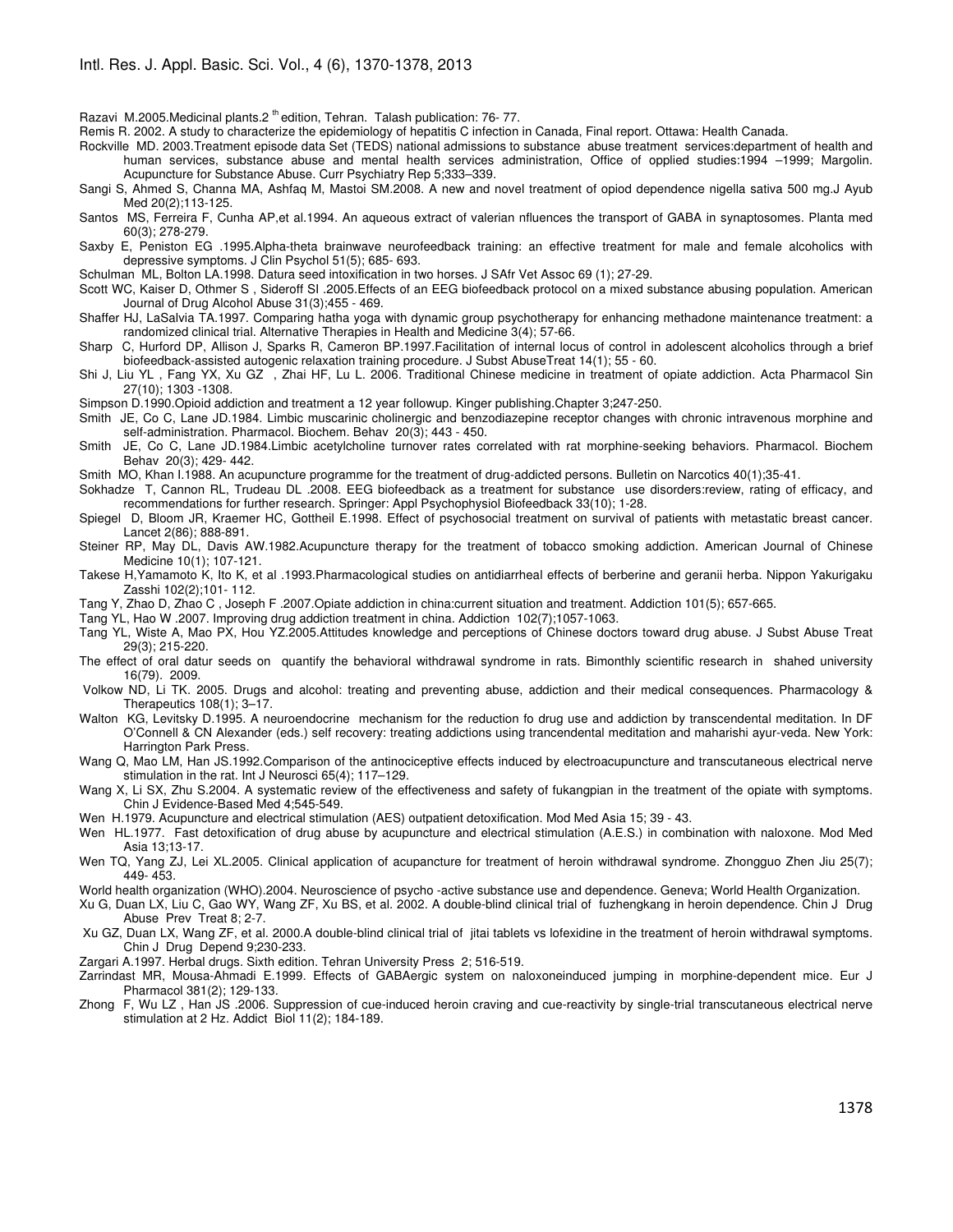Razavi M.2005.Medicinal plants.2 th edition, Tehran. Talash publication: 76- 77.

Remis R. 2002. A study to characterize the epidemiology of hepatitis C infection in Canada, Final report. Ottawa: Health Canada.

Rockville MD. 2003.Treatment episode data Set (TEDS) national admissions to substance abuse treatment services:department of health and human services, substance abuse and mental health services administration, Office of opplied studies:1994 –1999; Margolin. Acupuncture for Substance Abuse. Curr Psychiatry Rep 5;333–339.

Sangi S, Ahmed S, Channa MA, Ashfaq M, Mastoi SM.2008. A new and novel treatment of opiod dependence nigella sativa 500 mg.J Ayub Med 20(2);113-125.

Santos MS, Ferreira F, Cunha AP,et al.1994. An aqueous extract of valerian nfluences the transport of GABA in synaptosomes. Planta med 60(3); 278-279.

Saxby E, Peniston EG .1995.Alpha-theta brainwave neurofeedback training: an effective treatment for male and female alcoholics with depressive symptoms. J Clin Psychol 51(5); 685- 693.

Schulman ML, Bolton LA.1998. Datura seed intoxification in two horses. J SAfr Vet Assoc 69 (1); 27-29.

Scott WC, Kaiser D, Othmer S , Sideroff SI .2005.Effects of an EEG biofeedback protocol on a mixed substance abusing population. American Journal of Drug Alcohol Abuse 31(3);455 - 469.

Shaffer HJ, LaSalvia TA.1997. Comparing hatha yoga with dynamic group psychotherapy for enhancing methadone maintenance treatment: a randomized clinical trial. Alternative Therapies in Health and Medicine 3(4); 57-66.

Sharp C, Hurford DP, Allison J, Sparks R, Cameron BP.1997.Facilitation of internal locus of control in adolescent alcoholics through a brief biofeedback-assisted autogenic relaxation training procedure. J Subst AbuseTreat 14(1); 55 - 60.

Shi J, Liu YL , Fang YX, Xu GZ , Zhai HF, Lu L. 2006. Traditional Chinese medicine in treatment of opiate addiction. Acta Pharmacol Sin 27(10); 1303 -1308.

Simpson D.1990.Opioid addiction and treatment a 12 year followup. Kinger publishing.Chapter 3;247-250.

Smith JE, Co C, Lane JD.1984. Limbic muscarinic cholinergic and benzodiazepine receptor changes with chronic intravenous morphine and self-administration. Pharmacol. Biochem. Behav 20(3); 443 - 450.

Smith JE, Co C, Lane JD.1984.Limbic acetylcholine turnover rates correlated with rat morphine-seeking behaviors. Pharmacol. Biochem Behav 20(3); 429- 442.

Smith MO, Khan I.1988. An acupuncture programme for the treatment of drug-addicted persons. Bulletin on Narcotics 40(1);35-41.

Sokhadze T, Cannon RL, Trudeau DL .2008. EEG biofeedback as a treatment for substance use disorders:review, rating of efficacy, and recommendations for further research. Springer: Appl Psychophysiol Biofeedback 33(10); 1-28.

Spiegel D, Bloom JR, Kraemer HC, Gottheil E.1998. Effect of psychosocial treatment on survival of patients with metastatic breast cancer. Lancet 2(86); 888-891.

Steiner RP, May DL, Davis AW.1982.Acupuncture therapy for the treatment of tobacco smoking addiction. American Journal of Chinese Medicine 10(1); 107-121.

Takese H,Yamamoto K, Ito K, et al .1993.Pharmacological studies on antidiarrheal effects of berberine and geranii herba. Nippon Yakurigaku Zasshi 102(2);101- 112.

Tang Y, Zhao D, Zhao C , Joseph F .2007.Opiate addiction in china:current situation and treatment. Addiction 101(5); 657-665.

Tang YL, Hao W .2007. Improving drug addiction treatment in china. Addiction 102(7);1057-1063.

Tang YL, Wiste A, Mao PX, Hou YZ.2005.Attitudes knowledge and perceptions of Chinese doctors toward drug abuse. J Subst Abuse Treat 29(3); 215-220.

The effect of oral datur seeds on quantify the behavioral withdrawal syndrome in rats. Bimonthly scientific research in shahed university 16(79). 2009.

Volkow ND, Li TK. 2005. Drugs and alcohol: treating and preventing abuse, addiction and their medical consequences. Pharmacology & Therapeutics 108(1); 3–17.

Walton KG, Levitsky D.1995. A neuroendocrine mechanism for the reduction fo drug use and addiction by transcendental meditation. In DF O'Connell & CN Alexander (eds.) self recovery: treating addictions using trancendental meditation and maharishi ayur-veda. New York: Harrington Park Press.

Wang Q, Mao LM, Han JS.1992.Comparison of the antinociceptive effects induced by electroacupuncture and transcutaneous electrical nerve stimulation in the rat. Int J Neurosci 65(4); 117–129.

Wang X, Li SX, Zhu S.2004. A systematic review of the effectiveness and safety of fukangpian in the treatment of the opiate with symptoms. Chin J Evidence-Based Med 4;545-549.

Wen H.1979. Acupuncture and electrical stimulation (AES) outpatient detoxification. Mod Med Asia 15; 39 - 43.

Wen HL.1977. Fast detoxification of drug abuse by acupuncture and electrical stimulation (A.E.S.) in combination with naloxone. Mod Med Asia 13;13-17.

Wen TQ, Yang ZJ, Lei XL.2005. Clinical application of acapuncture for treatment of heroin withdrawal syndrome. Zhongguo Zhen Jiu 25(7); 449- 453.

World health organization (WHO).2004. Neuroscience of psycho -active substance use and dependence. Geneva; World Health Organization.

Xu G, Duan LX, Liu C, Gao WY, Wang ZF, Xu BS, et al. 2002. A double-blind clinical trial of fuzhengkang in heroin dependence. Chin J Drug Abuse Prev Treat 8; 2-7.

Xu GZ, Duan LX, Wang ZF, et al. 2000.A double-blind clinical trial of jitai tablets vs lofexidine in the treatment of heroin withdrawal symptoms. Chin J Drug Depend 9;230-233.

Zargari A.1997. Herbal drugs. Sixth edition. Tehran University Press 2; 516-519.

Zarrindast MR, Mousa-Ahmadi E.1999. Effects of GABAergic system on naloxoneinduced jumping in morphine-dependent mice. Eur J Pharmacol 381(2); 129-133.

Zhong F, Wu LZ , Han JS .2006. Suppression of cue-induced heroin craving and cue-reactivity by single-trial transcutaneous electrical nerve stimulation at 2 Hz. Addict Biol 11(2); 184-189.